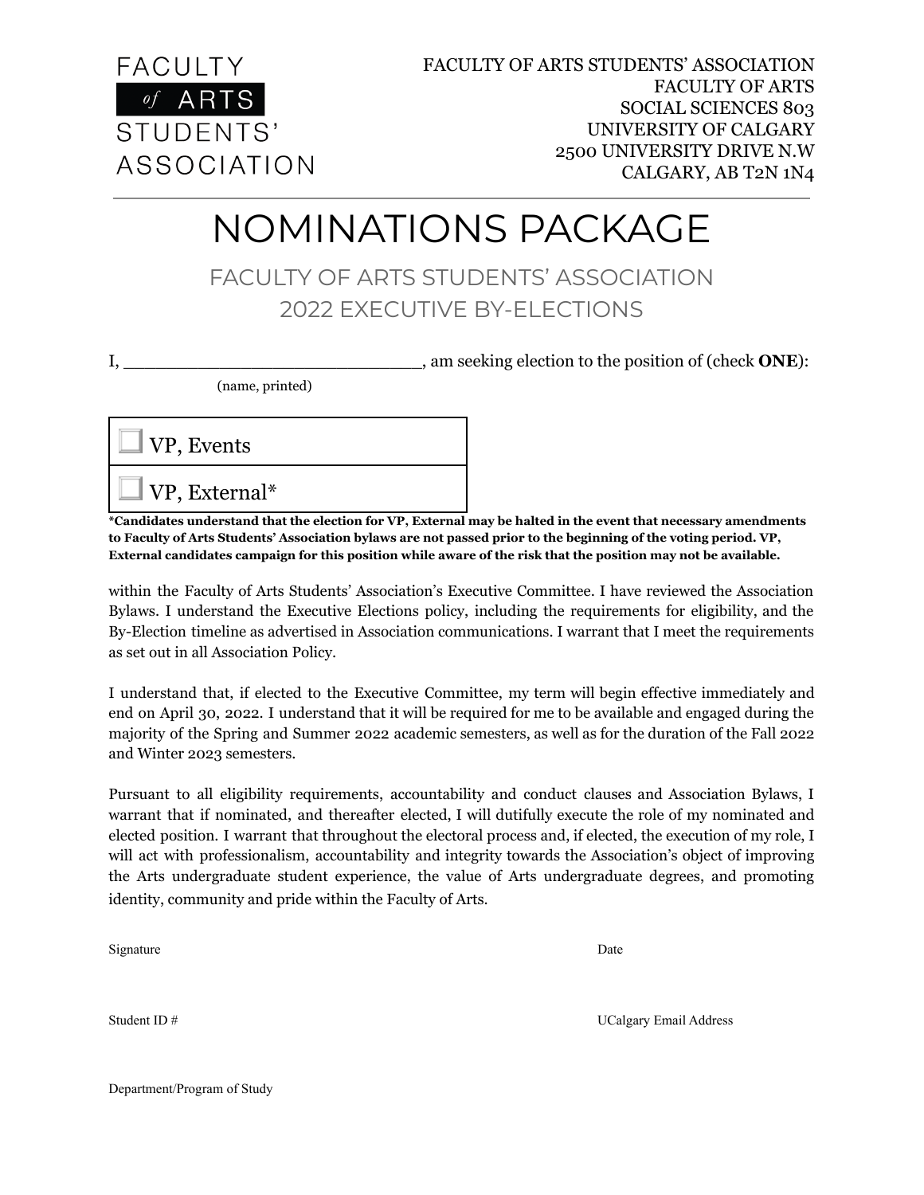FACULTY *of* ARTS STUDENTS' ASSOCIATION

FACULTY OF ARTS STUDENTS' ASSOCIATION
FACULTY OF ARTS
SOCIAL SCIENCES 803
UNIVERSITY OF CALGARY
2500 UNIVERSITY DRIVE N.W
CALGARY, AB T2N 1N4

# NOMINATIONS PACKAGE

## FACULTY OF ARTS STUDENTS' ASSOCIATION
## 2022 EXECUTIVE BY-ELECTIONS

I, ____________________________, am seeking election to the position of (check **ONE**):

(name, printed)

- ☐ VP, Events
- ☐ VP, External*

**\*Candidates understand that the election for VP, External may be halted in the event that necessary amendments to Faculty of Arts Students' Association bylaws are not passed prior to the beginning of the voting period. VP, External candidates campaign for this position while aware of the risk that the position may not be available.**

within the Faculty of Arts Students' Association's Executive Committee. I have reviewed the Association Bylaws. I understand the Executive Elections policy, including the requirements for eligibility, and the By-Election timeline as advertised in Association communications. I warrant that I meet the requirements as set out in all Association Policy.

I understand that, if elected to the Executive Committee, my term will begin effective immediately and end on April 30, 2022. I understand that it will be required for me to be available and engaged during the majority of the Spring and Summer 2022 academic semesters, as well as for the duration of the Fall 2022 and Winter 2023 semesters.

Pursuant to all eligibility requirements, accountability and conduct clauses and Association Bylaws, I warrant that if nominated, and thereafter elected, I will dutifully execute the role of my nominated and elected position. I warrant that throughout the electoral process and, if elected, the execution of my role, I will act with professionalism, accountability and integrity towards the Association's object of improving the Arts undergraduate student experience, the value of Arts undergraduate degrees, and promoting identity, community and pride within the Faculty of Arts.

Signature

Date

Student ID #

UCalgary Email Address

Department/Program of Study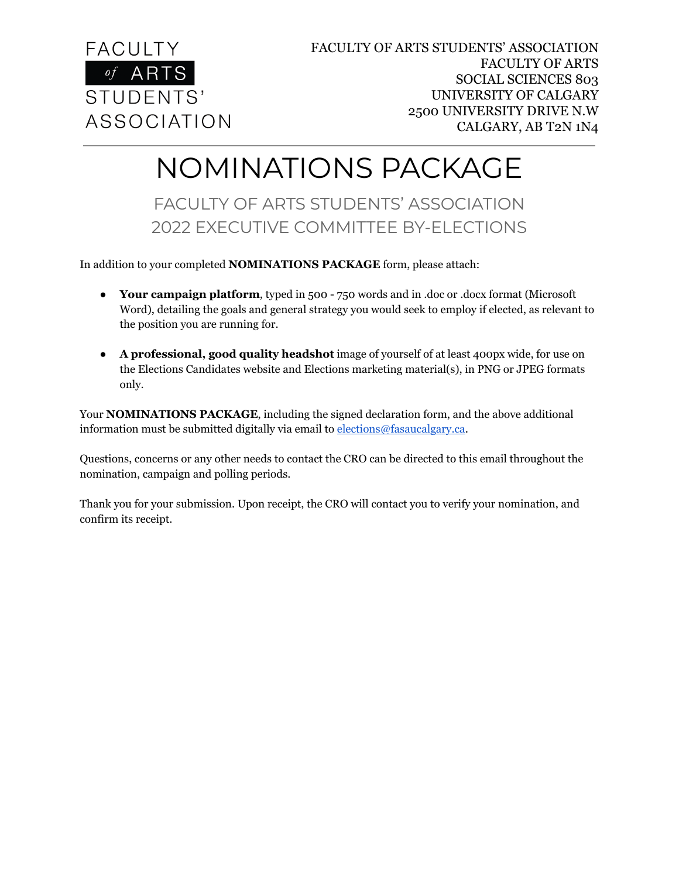FACULTY *of* ARTS STUDENTS' ASSOCIATION

FACULTY OF ARTS STUDENTS' ASSOCIATION
FACULTY OF ARTS
SOCIAL SCIENCES 803
UNIVERSITY OF CALGARY
2500 UNIVERSITY DRIVE N.W
CALGARY, AB T2N 1N4

# NOMINATIONS PACKAGE

## FACULTY OF ARTS STUDENTS' ASSOCIATION
## 2022 EXECUTIVE COMMITTEE BY-ELECTIONS

In addition to your completed **NOMINATIONS PACKAGE** form, please attach:

- **Your campaign platform**, typed in 500 - 750 words and in .doc or .docx format (Microsoft Word), detailing the goals and general strategy you would seek to employ if elected, as relevant to the position you are running for.

- **A professional, good quality headshot** image of yourself of at least 400px wide, for use on the Elections Candidates website and Elections marketing material(s), in PNG or JPEG formats only.

Your **NOMINATIONS PACKAGE**, including the signed declaration form, and the above additional information must be submitted digitally via email to elections@fasaucalgary.ca.

Questions, concerns or any other needs to contact the CRO can be directed to this email throughout the nomination, campaign and polling periods.

Thank you for your submission. Upon receipt, the CRO will contact you to verify your nomination, and confirm its receipt.